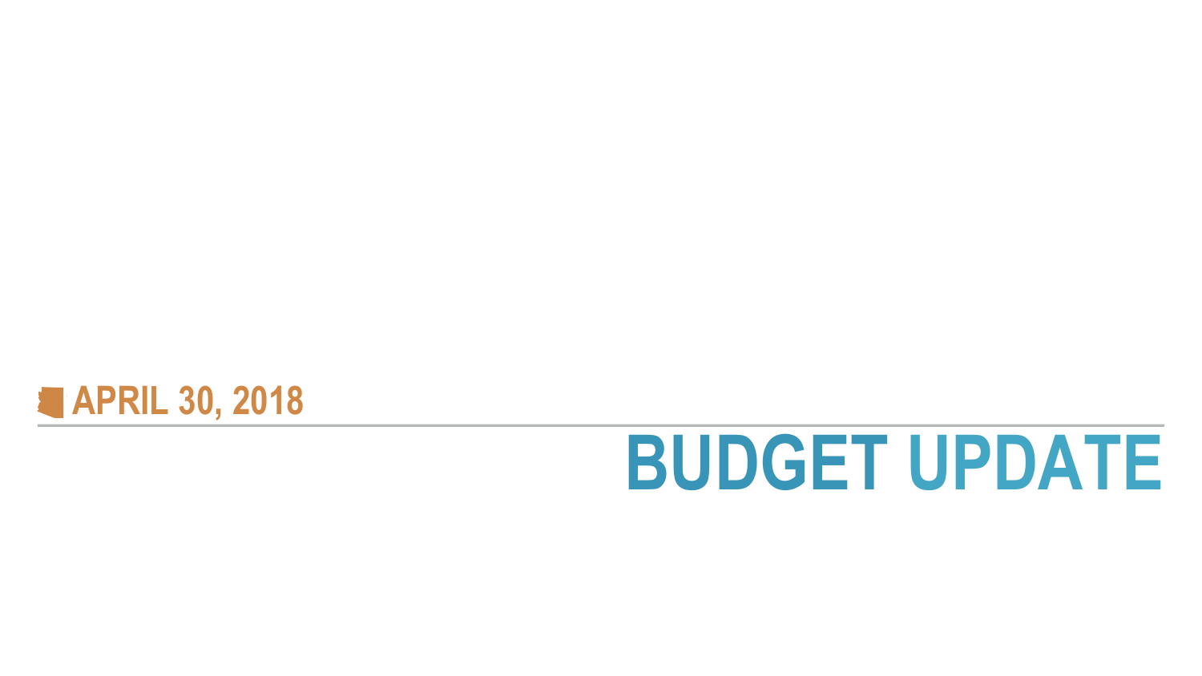APRIL 30, 2018

# BUDGET UPDATE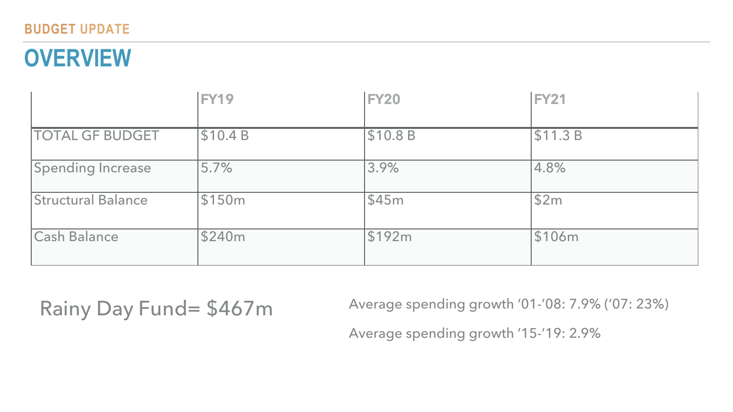BUDGET UPDATE

# OVERVIEW

| | FY19 | FY20 | FY21 |
|---|---|---|---|
| TOTAL GF BUDGET | $10.4 B | $10.8 B | $11.3 B |
| Spending Increase | 5.7% | 3.9% | 4.8% |
| Structural Balance | $150m | $45m | $2m |
| Cash Balance | $240m | $192m | $106m |

Rainy Day Fund= $467m

Average spending growth ‘01-’08: 7.9% (‘07: 23%)

Average spending growth ‘15-’19: 2.9%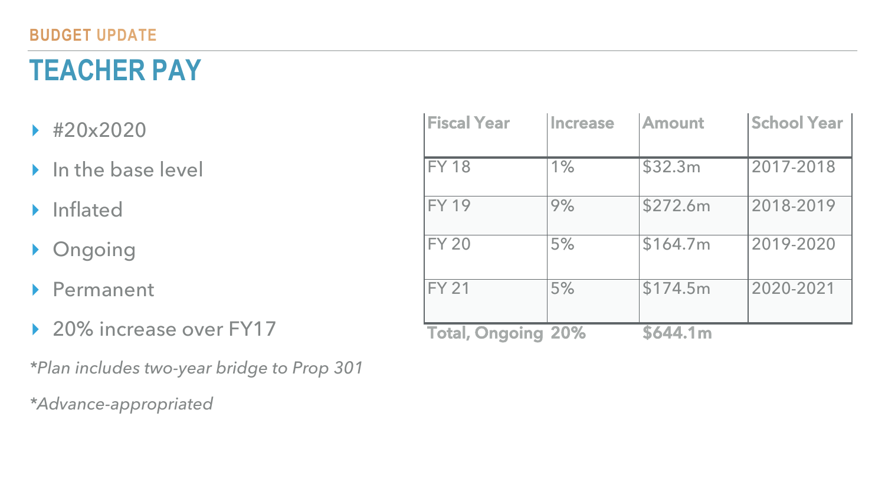BUDGET UPDATE

# TEACHER PAY

- #20x2020
- In the base level
- Inflated
- Ongoing
- Permanent
- 20% increase over FY17

*\*Plan includes two-year bridge to Prop 301*

*\*Advance-appropriated*

| Fiscal Year | Increase | Amount | School Year |
|---|---|---|---|
| FY 18 | 1% | $32.3m | 2017-2018 |
| FY 19 | 9% | $272.6m | 2018-2019 |
| FY 20 | 5% | $164.7m | 2019-2020 |
| FY 21 | 5% | $174.5m | 2020-2021 |
| **Total, Ongoing** | **20%** | **$644.1m** | |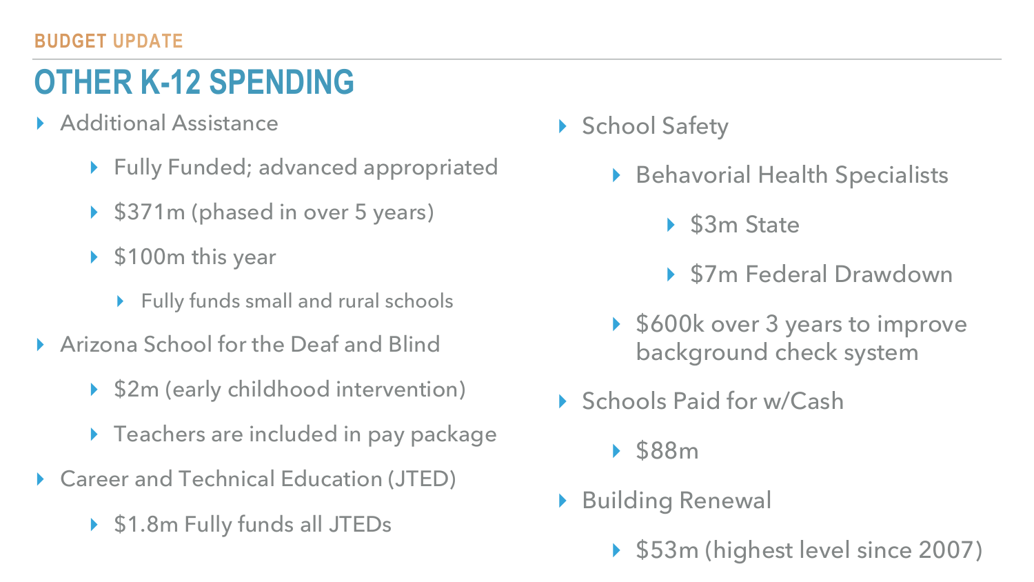BUDGET UPDATE

# OTHER K-12 SPENDING

- Additional Assistance
  - Fully Funded; advanced appropriated
  - $371m (phased in over 5 years)
  - $100m this year
    - Fully funds small and rural schools
- Arizona School for the Deaf and Blind
  - $2m (early childhood intervention)
  - Teachers are included in pay package
- Career and Technical Education (JTED)
  - $1.8m Fully funds all JTEDs
- School Safety
  - Behavorial Health Specialists
    - $3m State
    - $7m Federal Drawdown
  - $600k over 3 years to improve background check system
- Schools Paid for w/Cash
  - $88m
- Building Renewal
  - $53m (highest level since 2007)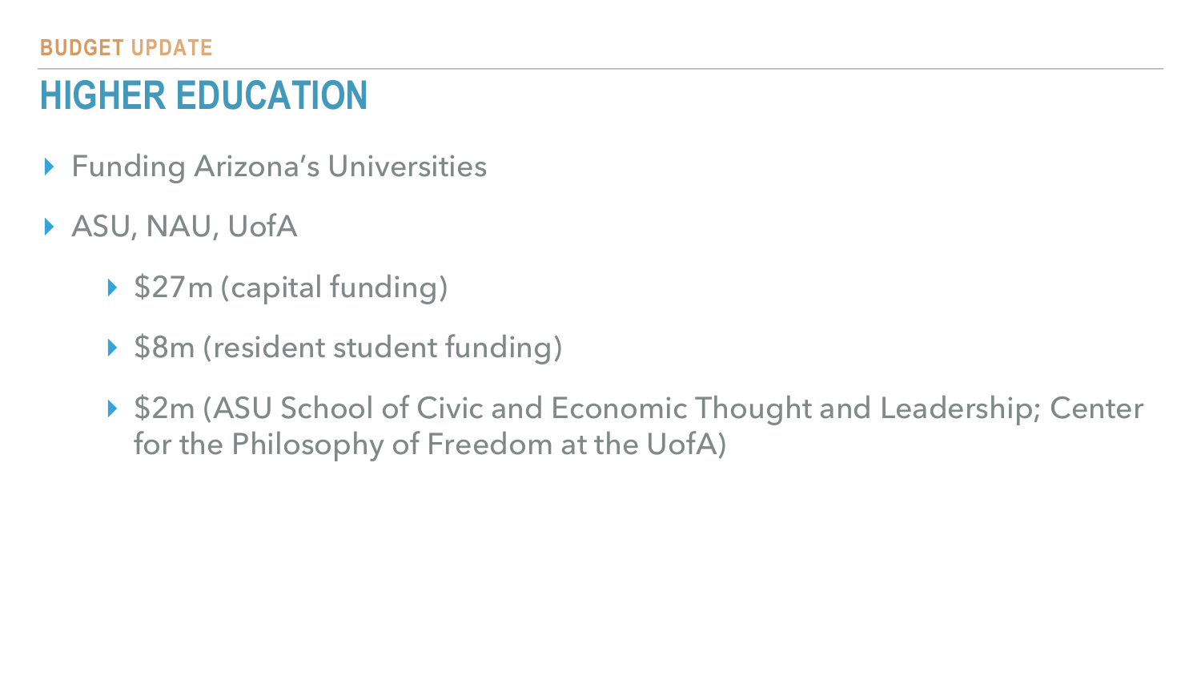BUDGET UPDATE

# HIGHER EDUCATION

- Funding Arizona's Universities
- ASU, NAU, UofA
  - $27m (capital funding)
  - $8m (resident student funding)
  - $2m (ASU School of Civic and Economic Thought and Leadership; Center for the Philosophy of Freedom at the UofA)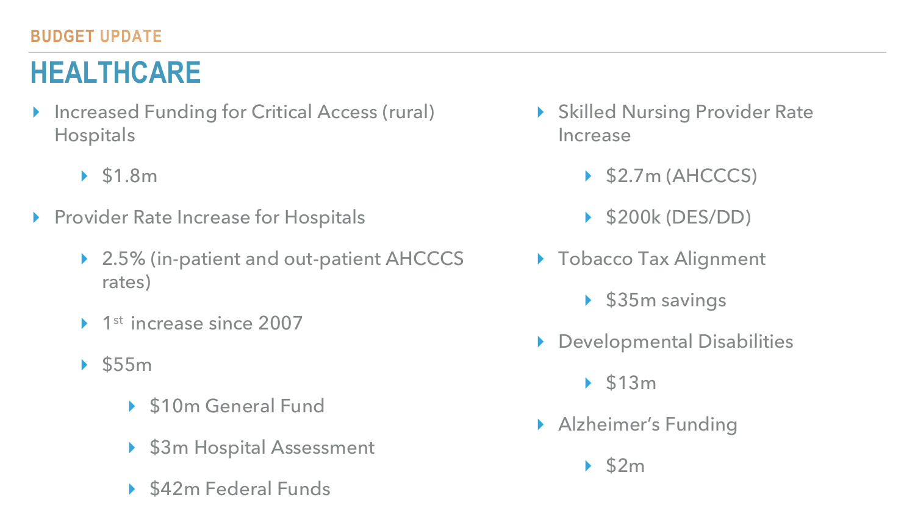BUDGET UPDATE

# HEALTHCARE

- Increased Funding for Critical Access (rural) Hospitals
  - $1.8m
- Provider Rate Increase for Hospitals
  - 2.5% (in-patient and out-patient AHCCCS rates)
  - 1st increase since 2007
  - $55m
    - $10m General Fund
    - $3m Hospital Assessment
    - $42m Federal Funds
- Skilled Nursing Provider Rate Increase
  - $2.7m (AHCCCS)
  - $200k (DES/DD)
- Tobacco Tax Alignment
  - $35m savings
- Developmental Disabilities
  - $13m
- Alzheimer's Funding
  - $2m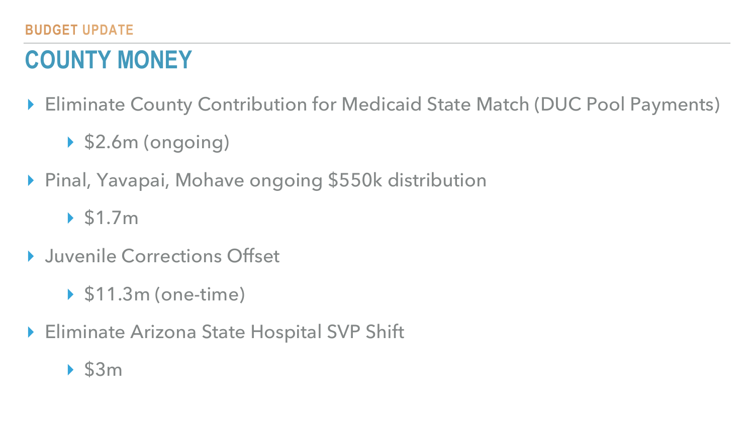BUDGET UPDATE

# COUNTY MONEY

- Eliminate County Contribution for Medicaid State Match (DUC Pool Payments)
  - $2.6m (ongoing)
- Pinal, Yavapai, Mohave ongoing $550k distribution
  - $1.7m
- Juvenile Corrections Offset
  - $11.3m (one-time)
- Eliminate Arizona State Hospital SVP Shift
  - $3m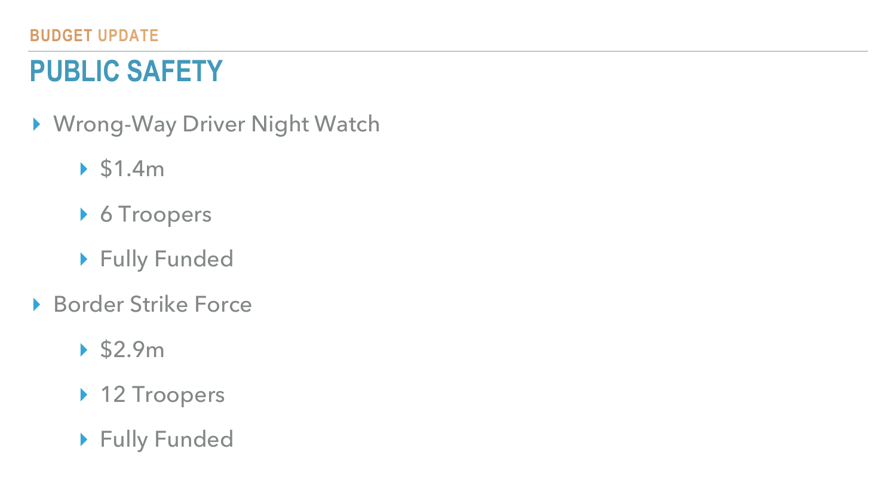BUDGET UPDATE

# PUBLIC SAFETY

- Wrong-Way Driver Night Watch
  - $1.4m
  - 6 Troopers
  - Fully Funded
- Border Strike Force
  - $2.9m
  - 12 Troopers
  - Fully Funded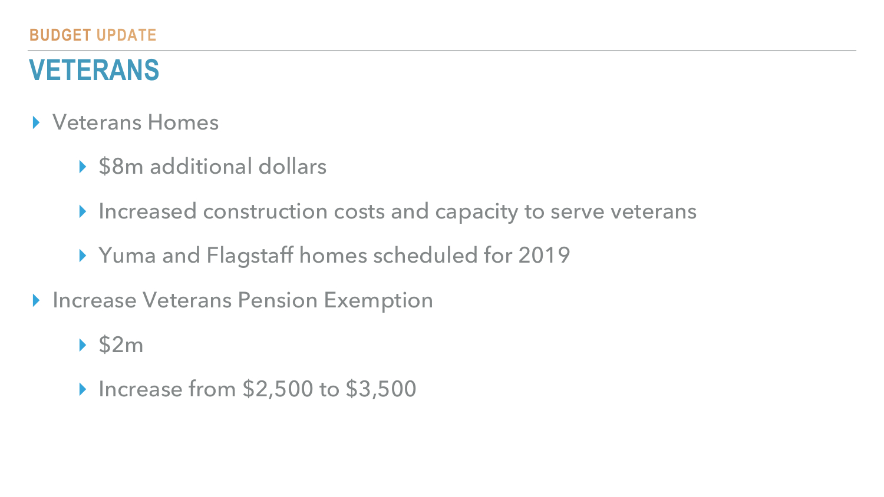BUDGET UPDATE

# VETERANS

- Veterans Homes
  - $8m additional dollars
  - Increased construction costs and capacity to serve veterans
  - Yuma and Flagstaff homes scheduled for 2019
- Increase Veterans Pension Exemption
  - $2m
  - Increase from $2,500 to $3,500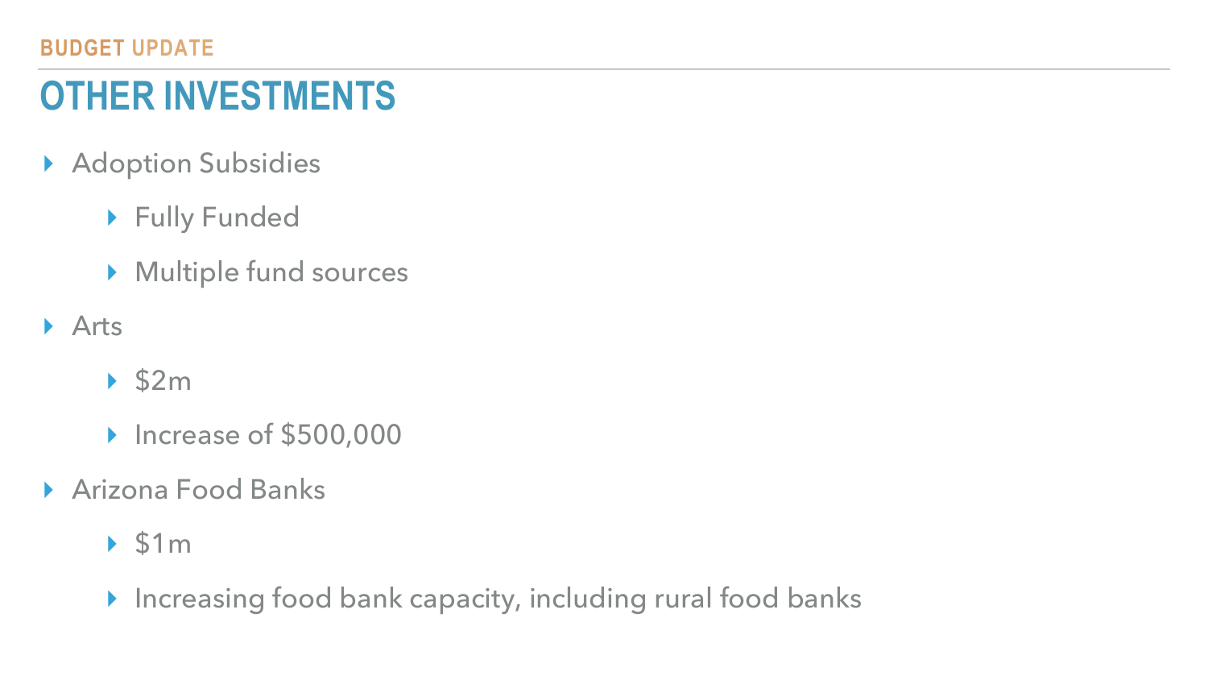BUDGET UPDATE

# OTHER INVESTMENTS

- Adoption Subsidies
  - Fully Funded
  - Multiple fund sources
- Arts
  - $2m
  - Increase of $500,000
- Arizona Food Banks
  - $1m
  - Increasing food bank capacity, including rural food banks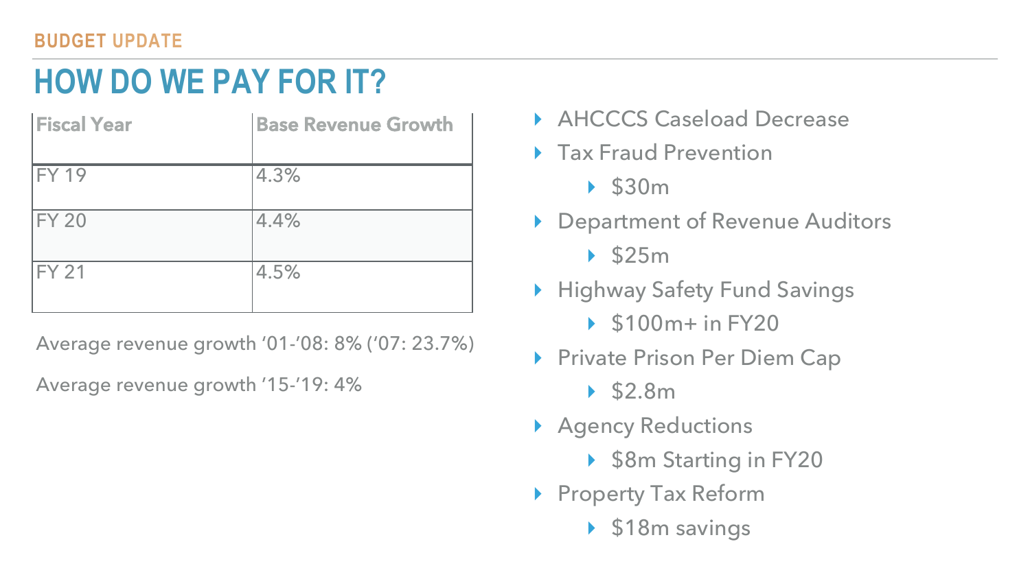BUDGET UPDATE

# HOW DO WE PAY FOR IT?

| Fiscal Year | Base Revenue Growth |
|---|---|
| FY 19 | 4.3% |
| FY 20 | 4.4% |
| FY 21 | 4.5% |

Average revenue growth '01-'08: 8% ('07: 23.7%)

Average revenue growth '15-'19: 4%

- AHCCCS Caseload Decrease
- Tax Fraud Prevention
  - $30m
- Department of Revenue Auditors
  - $25m
- Highway Safety Fund Savings
  - $100m+ in FY20
- Private Prison Per Diem Cap
  - $2.8m
- Agency Reductions
  - $8m Starting in FY20
- Property Tax Reform
  - $18m savings